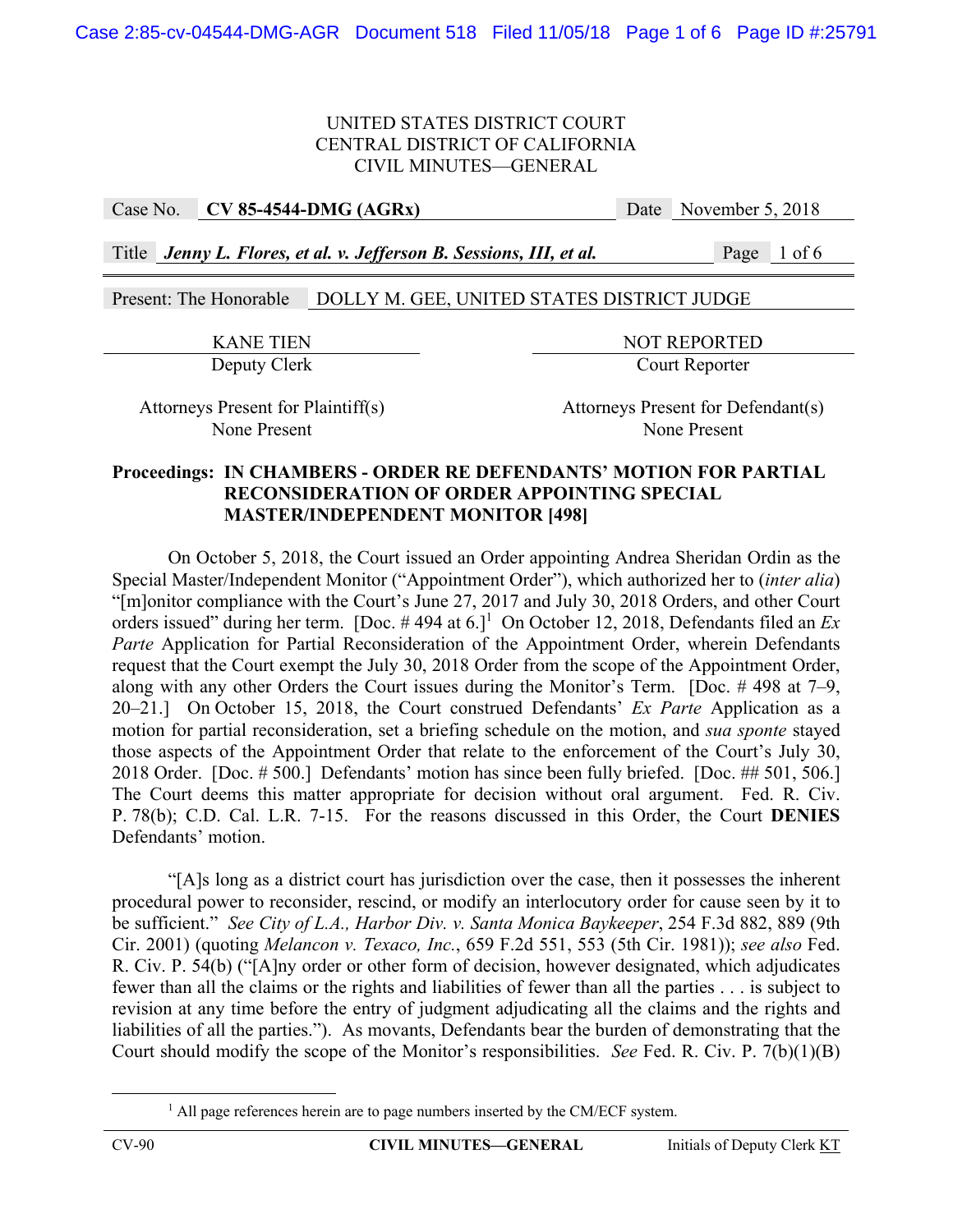UNITED STATES DISTRICT COURT
CENTRAL DISTRICT OF CALIFORNIA
CIVIL MINUTES—GENERAL

| Case No. | **CV 85-4544-DMG (AGRx)** | Date | November 5, 2018 |
|---|---|---|---|

| Title | ***Jenny L. Flores, et al. v. Jefferson B. Sessions, III, et al.*** | Page | 1 of 6 |
|---|---|---|---|

Present: The Honorable DOLLY M. GEE, UNITED STATES DISTRICT JUDGE

| KANE TIEN | NOT REPORTED |
|---|---|
| Deputy Clerk | Court Reporter |

| Attorneys Present for Plaintiff(s) | Attorneys Present for Defendant(s) |
|---|---|
| None Present | None Present |

**Proceedings: IN CHAMBERS - ORDER RE DEFENDANTS' MOTION FOR PARTIAL RECONSIDERATION OF ORDER APPOINTING SPECIAL MASTER/INDEPENDENT MONITOR [498]**

On October 5, 2018, the Court issued an Order appointing Andrea Sheridan Ordin as the Special Master/Independent Monitor ("Appointment Order"), which authorized her to (*inter alia*) "[m]onitor compliance with the Court's June 27, 2017 and July 30, 2018 Orders, and other Court orders issued" during her term. [Doc. # 494 at 6.][1] On October 12, 2018, Defendants filed an *Ex Parte* Application for Partial Reconsideration of the Appointment Order, wherein Defendants request that the Court exempt the July 30, 2018 Order from the scope of the Appointment Order, along with any other Orders the Court issues during the Monitor's Term. [Doc. # 498 at 7–9, 20–21.] On October 15, 2018, the Court construed Defendants' *Ex Parte* Application as a motion for partial reconsideration, set a briefing schedule on the motion, and *sua sponte* stayed those aspects of the Appointment Order that relate to the enforcement of the Court's July 30, 2018 Order. [Doc. # 500.] Defendants' motion has since been fully briefed. [Doc. ## 501, 506.] The Court deems this matter appropriate for decision without oral argument. Fed. R. Civ. P. 78(b); C.D. Cal. L.R. 7-15. For the reasons discussed in this Order, the Court **DENIES** Defendants' motion.

"[A]s long as a district court has jurisdiction over the case, then it possesses the inherent procedural power to reconsider, rescind, or modify an interlocutory order for cause seen by it to be sufficient." *See City of L.A., Harbor Div. v. Santa Monica Baykeeper*, 254 F.3d 882, 889 (9th Cir. 2001) (quoting *Melancon v. Texaco, Inc.*, 659 F.2d 551, 553 (5th Cir. 1981)); *see also* Fed. R. Civ. P. 54(b) ("[A]ny order or other form of decision, however designated, which adjudicates fewer than all the claims or the rights and liabilities of fewer than all the parties . . . is subject to revision at any time before the entry of judgment adjudicating all the claims and the rights and liabilities of all the parties."). As movants, Defendants bear the burden of demonstrating that the Court should modify the scope of the Monitor's responsibilities. *See* Fed. R. Civ. P. 7(b)(1)(B)

[1] All page references herein are to page numbers inserted by the CM/ECF system.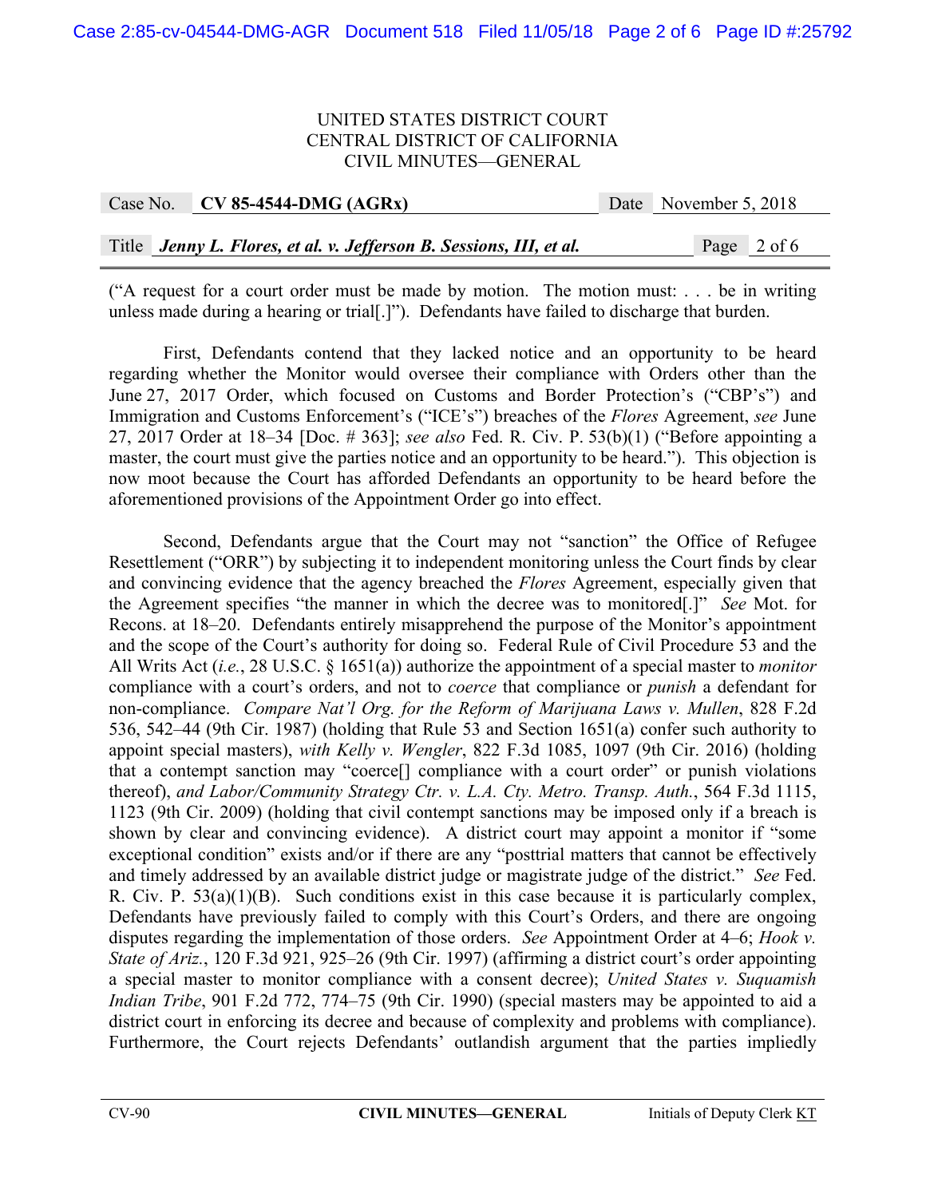("A request for a court order must be made by motion. The motion must: . . . be in writing unless made during a hearing or trial[.]"). Defendants have failed to discharge that burden.

First, Defendants contend that they lacked notice and an opportunity to be heard regarding whether the Monitor would oversee their compliance with Orders other than the June 27, 2017 Order, which focused on Customs and Border Protection's ("CBP's") and Immigration and Customs Enforcement's ("ICE's") breaches of the *Flores* Agreement, *see* June 27, 2017 Order at 18–34 [Doc. # 363]; *see also* Fed. R. Civ. P. 53(b)(1) ("Before appointing a master, the court must give the parties notice and an opportunity to be heard."). This objection is now moot because the Court has afforded Defendants an opportunity to be heard before the aforementioned provisions of the Appointment Order go into effect.

Second, Defendants argue that the Court may not "sanction" the Office of Refugee Resettlement ("ORR") by subjecting it to independent monitoring unless the Court finds by clear and convincing evidence that the agency breached the *Flores* Agreement, especially given that the Agreement specifies "the manner in which the decree was to monitored[.]" *See* Mot. for Recons. at 18–20. Defendants entirely misapprehend the purpose of the Monitor's appointment and the scope of the Court's authority for doing so. Federal Rule of Civil Procedure 53 and the All Writs Act (*i.e.*, 28 U.S.C. § 1651(a)) authorize the appointment of a special master to *monitor* compliance with a court's orders, and not to *coerce* that compliance or *punish* a defendant for non-compliance. *Compare Nat'l Org. for the Reform of Marijuana Laws v. Mullen*, 828 F.2d 536, 542–44 (9th Cir. 1987) (holding that Rule 53 and Section 1651(a) confer such authority to appoint special masters), *with Kelly v. Wengler*, 822 F.3d 1085, 1097 (9th Cir. 2016) (holding that a contempt sanction may "coerce[] compliance with a court order" or punish violations thereof), *and Labor/Community Strategy Ctr. v. L.A. Cty. Metro. Transp. Auth.*, 564 F.3d 1115, 1123 (9th Cir. 2009) (holding that civil contempt sanctions may be imposed only if a breach is shown by clear and convincing evidence). A district court may appoint a monitor if "some exceptional condition" exists and/or if there are any "posttrial matters that cannot be effectively and timely addressed by an available district judge or magistrate judge of the district." *See* Fed. R. Civ. P. 53(a)(1)(B). Such conditions exist in this case because it is particularly complex, Defendants have previously failed to comply with this Court's Orders, and there are ongoing disputes regarding the implementation of those orders. *See* Appointment Order at 4–6; *Hook v. State of Ariz.*, 120 F.3d 921, 925–26 (9th Cir. 1997) (affirming a district court's order appointing a special master to monitor compliance with a consent decree); *United States v. Suquamish Indian Tribe*, 901 F.2d 772, 774–75 (9th Cir. 1990) (special masters may be appointed to aid a district court in enforcing its decree and because of complexity and problems with compliance). Furthermore, the Court rejects Defendants' outlandish argument that the parties impliedly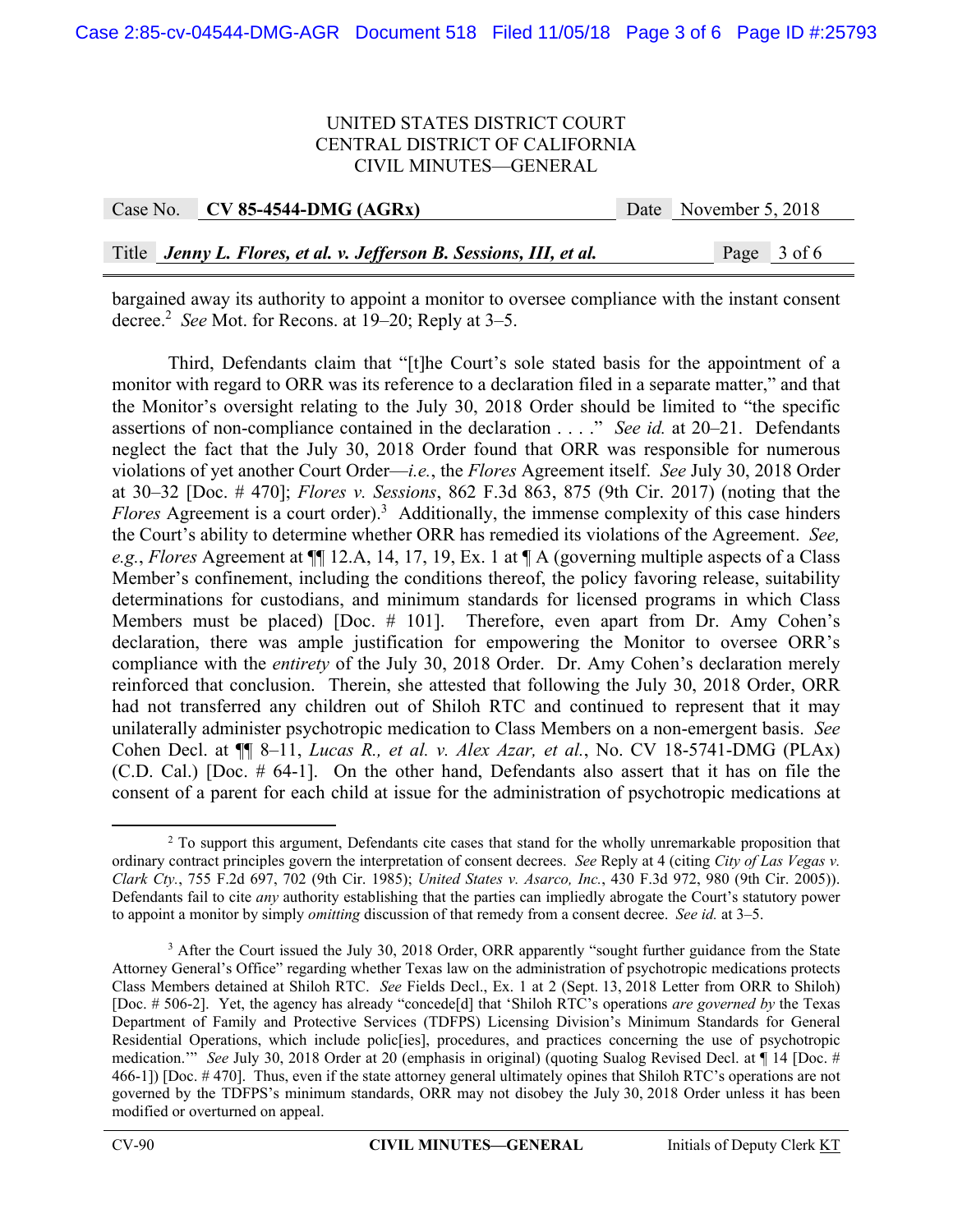bargained away its authority to appoint a monitor to oversee compliance with the instant consent decree.[2] *See* Mot. for Recons. at 19–20; Reply at 3–5.

Third, Defendants claim that "[t]he Court's sole stated basis for the appointment of a monitor with regard to ORR was its reference to a declaration filed in a separate matter," and that the Monitor's oversight relating to the July 30, 2018 Order should be limited to "the specific assertions of non-compliance contained in the declaration . . . ." *See id.* at 20–21. Defendants neglect the fact that the July 30, 2018 Order found that ORR was responsible for numerous violations of yet another Court Order—*i.e.*, the *Flores* Agreement itself. *See* July 30, 2018 Order at 30–32 [Doc. # 470]; *Flores v. Sessions*, 862 F.3d 863, 875 (9th Cir. 2017) (noting that the *Flores* Agreement is a court order).[3] Additionally, the immense complexity of this case hinders the Court's ability to determine whether ORR has remedied its violations of the Agreement. *See, e.g.*, *Flores* Agreement at ¶¶ 12.A, 14, 17, 19, Ex. 1 at ¶ A (governing multiple aspects of a Class Member's confinement, including the conditions thereof, the policy favoring release, suitability determinations for custodians, and minimum standards for licensed programs in which Class Members must be placed) [Doc. # 101]. Therefore, even apart from Dr. Amy Cohen's declaration, there was ample justification for empowering the Monitor to oversee ORR's compliance with the *entirety* of the July 30, 2018 Order. Dr. Amy Cohen's declaration merely reinforced that conclusion. Therein, she attested that following the July 30, 2018 Order, ORR had not transferred any children out of Shiloh RTC and continued to represent that it may unilaterally administer psychotropic medication to Class Members on a non-emergent basis. *See* Cohen Decl. at ¶¶ 8–11, *Lucas R., et al. v. Alex Azar, et al.*, No. CV 18-5741-DMG (PLAx) (C.D. Cal.) [Doc. # 64-1]. On the other hand, Defendants also assert that it has on file the consent of a parent for each child at issue for the administration of psychotropic medications at

---

[2] To support this argument, Defendants cite cases that stand for the wholly unremarkable proposition that ordinary contract principles govern the interpretation of consent decrees. *See* Reply at 4 (citing *City of Las Vegas v. Clark Cty.*, 755 F.2d 697, 702 (9th Cir. 1985); *United States v. Asarco, Inc.*, 430 F.3d 972, 980 (9th Cir. 2005)). Defendants fail to cite *any* authority establishing that the parties can impliedly abrogate the Court's statutory power to appoint a monitor by simply *omitting* discussion of that remedy from a consent decree. *See id.* at 3–5.

[3] After the Court issued the July 30, 2018 Order, ORR apparently "sought further guidance from the State Attorney General's Office" regarding whether Texas law on the administration of psychotropic medications protects Class Members detained at Shiloh RTC. *See* Fields Decl., Ex. 1 at 2 (Sept. 13, 2018 Letter from ORR to Shiloh) [Doc. # 506-2]. Yet, the agency has already "concede[d] that 'Shiloh RTC's operations *are governed by* the Texas Department of Family and Protective Services (TDFPS) Licensing Division's Minimum Standards for General Residential Operations, which include polic[ies], procedures, and practices concerning the use of psychotropic medication.'" *See* July 30, 2018 Order at 20 (emphasis in original) (quoting Sualog Revised Decl. at ¶ 14 [Doc. # 466-1]) [Doc. # 470]. Thus, even if the state attorney general ultimately opines that Shiloh RTC's operations are not governed by the TDFPS's minimum standards, ORR may not disobey the July 30, 2018 Order unless it has been modified or overturned on appeal.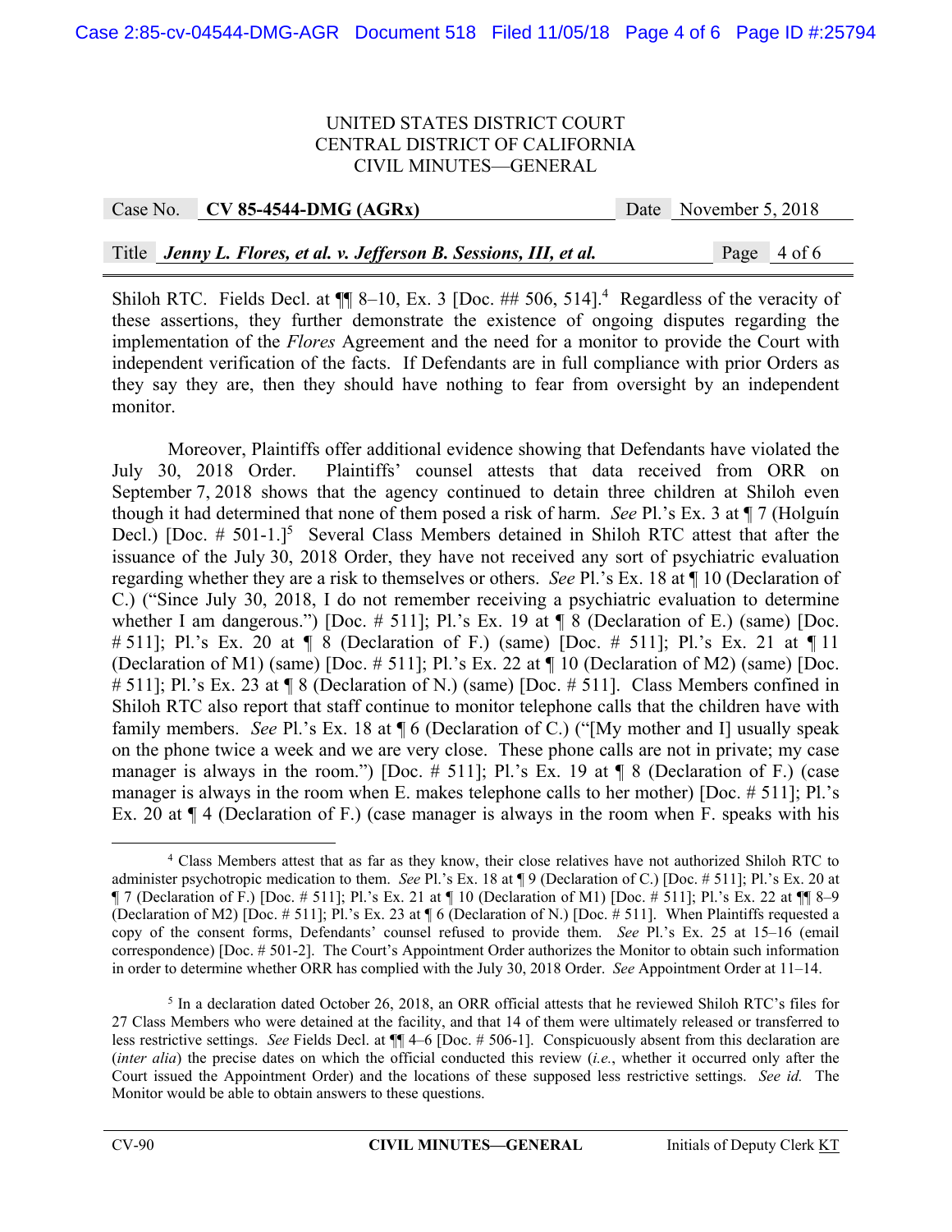Shiloh RTC. Fields Decl. at ¶¶ 8–10, Ex. 3 [Doc. ## 506, 514].[4] Regardless of the veracity of these assertions, they further demonstrate the existence of ongoing disputes regarding the implementation of the *Flores* Agreement and the need for a monitor to provide the Court with independent verification of the facts. If Defendants are in full compliance with prior Orders as they say they are, then they should have nothing to fear from oversight by an independent monitor.

Moreover, Plaintiffs offer additional evidence showing that Defendants have violated the July 30, 2018 Order. Plaintiffs' counsel attests that data received from ORR on September 7, 2018 shows that the agency continued to detain three children at Shiloh even though it had determined that none of them posed a risk of harm. *See* Pl.'s Ex. 3 at ¶ 7 (Holguín Decl.) [Doc. # 501-1.][5] Several Class Members detained in Shiloh RTC attest that after the issuance of the July 30, 2018 Order, they have not received any sort of psychiatric evaluation regarding whether they are a risk to themselves or others. *See* Pl.'s Ex. 18 at ¶ 10 (Declaration of C.) ("Since July 30, 2018, I do not remember receiving a psychiatric evaluation to determine whether I am dangerous.") [Doc. # 511]; Pl.'s Ex. 19 at ¶ 8 (Declaration of E.) (same) [Doc. # 511]; Pl.'s Ex. 20 at ¶ 8 (Declaration of F.) (same) [Doc. # 511]; Pl.'s Ex. 21 at ¶ 11 (Declaration of M1) (same) [Doc. # 511]; Pl.'s Ex. 22 at ¶ 10 (Declaration of M2) (same) [Doc. # 511]; Pl.'s Ex. 23 at ¶ 8 (Declaration of N.) (same) [Doc. # 511]. Class Members confined in Shiloh RTC also report that staff continue to monitor telephone calls that the children have with family members. *See* Pl.'s Ex. 18 at ¶ 6 (Declaration of C.) ("[My mother and I] usually speak on the phone twice a week and we are very close. These phone calls are not in private; my case manager is always in the room.") [Doc. # 511]; Pl.'s Ex. 19 at ¶ 8 (Declaration of F.) (case manager is always in the room when E. makes telephone calls to her mother) [Doc. # 511]; Pl.'s Ex. 20 at ¶ 4 (Declaration of F.) (case manager is always in the room when F. speaks with his

---

[4] Class Members attest that as far as they know, their close relatives have not authorized Shiloh RTC to administer psychotropic medication to them. *See* Pl.'s Ex. 18 at ¶ 9 (Declaration of C.) [Doc. # 511]; Pl.'s Ex. 20 at ¶ 7 (Declaration of F.) [Doc. # 511]; Pl.'s Ex. 21 at ¶ 10 (Declaration of M1) [Doc. # 511]; Pl.'s Ex. 22 at ¶¶ 8–9 (Declaration of M2) [Doc. # 511]; Pl.'s Ex. 23 at ¶ 6 (Declaration of N.) [Doc. # 511]. When Plaintiffs requested a copy of the consent forms, Defendants' counsel refused to provide them. *See* Pl.'s Ex. 25 at 15–16 (email correspondence) [Doc. # 501-2]. The Court's Appointment Order authorizes the Monitor to obtain such information in order to determine whether ORR has complied with the July 30, 2018 Order. *See* Appointment Order at 11–14.

[5] In a declaration dated October 26, 2018, an ORR official attests that he reviewed Shiloh RTC's files for 27 Class Members who were detained at the facility, and that 14 of them were ultimately released or transferred to less restrictive settings. *See* Fields Decl. at ¶¶ 4–6 [Doc. # 506-1]. Conspicuously absent from this declaration are (*inter alia*) the precise dates on which the official conducted this review (*i.e.*, whether it occurred only after the Court issued the Appointment Order) and the locations of these supposed less restrictive settings. *See id.* The Monitor would be able to obtain answers to these questions.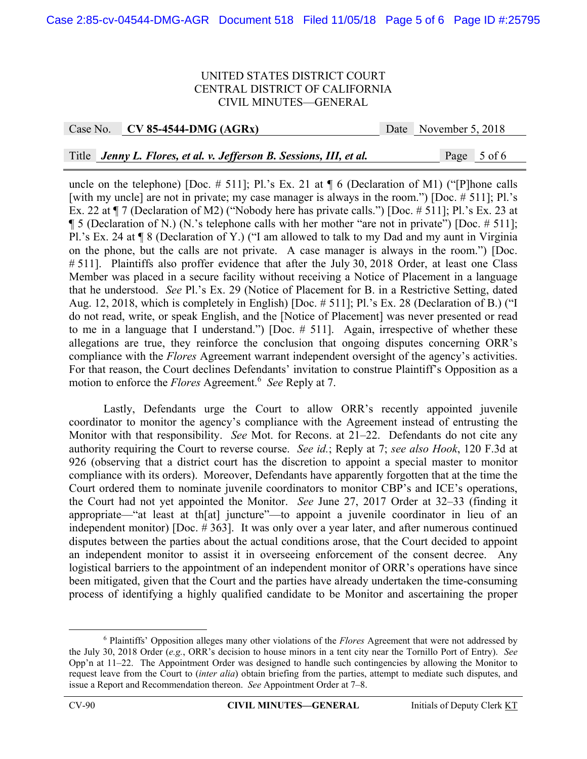uncle on the telephone) [Doc. # 511]; Pl.'s Ex. 21 at ¶ 6 (Declaration of M1) ("[P]hone calls [with my uncle] are not in private; my case manager is always in the room.") [Doc. # 511]; Pl.'s Ex. 22 at ¶ 7 (Declaration of M2) ("Nobody here has private calls.") [Doc. # 511]; Pl.'s Ex. 23 at ¶ 5 (Declaration of N.) (N.'s telephone calls with her mother "are not in private") [Doc. # 511]; Pl.'s Ex. 24 at ¶ 8 (Declaration of Y.) ("I am allowed to talk to my Dad and my aunt in Virginia on the phone, but the calls are not private. A case manager is always in the room.") [Doc. # 511]. Plaintiffs also proffer evidence that after the July 30, 2018 Order, at least one Class Member was placed in a secure facility without receiving a Notice of Placement in a language that he understood. *See* Pl.'s Ex. 29 (Notice of Placement for B. in a Restrictive Setting, dated Aug. 12, 2018, which is completely in English) [Doc. # 511]; Pl.'s Ex. 28 (Declaration of B.) ("I do not read, write, or speak English, and the [Notice of Placement] was never presented or read to me in a language that I understand.") [Doc. # 511]. Again, irrespective of whether these allegations are true, they reinforce the conclusion that ongoing disputes concerning ORR's compliance with the *Flores* Agreement warrant independent oversight of the agency's activities. For that reason, the Court declines Defendants' invitation to construe Plaintiff's Opposition as a motion to enforce the *Flores* Agreement.[6] *See* Reply at 7.

Lastly, Defendants urge the Court to allow ORR's recently appointed juvenile coordinator to monitor the agency's compliance with the Agreement instead of entrusting the Monitor with that responsibility. *See* Mot. for Recons. at 21–22. Defendants do not cite any authority requiring the Court to reverse course. *See id.*; Reply at 7; *see also Hook*, 120 F.3d at 926 (observing that a district court has the discretion to appoint a special master to monitor compliance with its orders). Moreover, Defendants have apparently forgotten that at the time the Court ordered them to nominate juvenile coordinators to monitor CBP's and ICE's operations, the Court had not yet appointed the Monitor. *See* June 27, 2017 Order at 32–33 (finding it appropriate—"at least at th[at] juncture"—to appoint a juvenile coordinator in lieu of an independent monitor) [Doc. # 363]. It was only over a year later, and after numerous continued disputes between the parties about the actual conditions arose, that the Court decided to appoint an independent monitor to assist it in overseeing enforcement of the consent decree. Any logistical barriers to the appointment of an independent monitor of ORR's operations have since been mitigated, given that the Court and the parties have already undertaken the time-consuming process of identifying a highly qualified candidate to be Monitor and ascertaining the proper

[6] Plaintiffs' Opposition alleges many other violations of the *Flores* Agreement that were not addressed by the July 30, 2018 Order (*e.g.*, ORR's decision to house minors in a tent city near the Tornillo Port of Entry). *See* Opp'n at 11–22. The Appointment Order was designed to handle such contingencies by allowing the Monitor to request leave from the Court to (*inter alia*) obtain briefing from the parties, attempt to mediate such disputes, and issue a Report and Recommendation thereon. *See* Appointment Order at 7–8.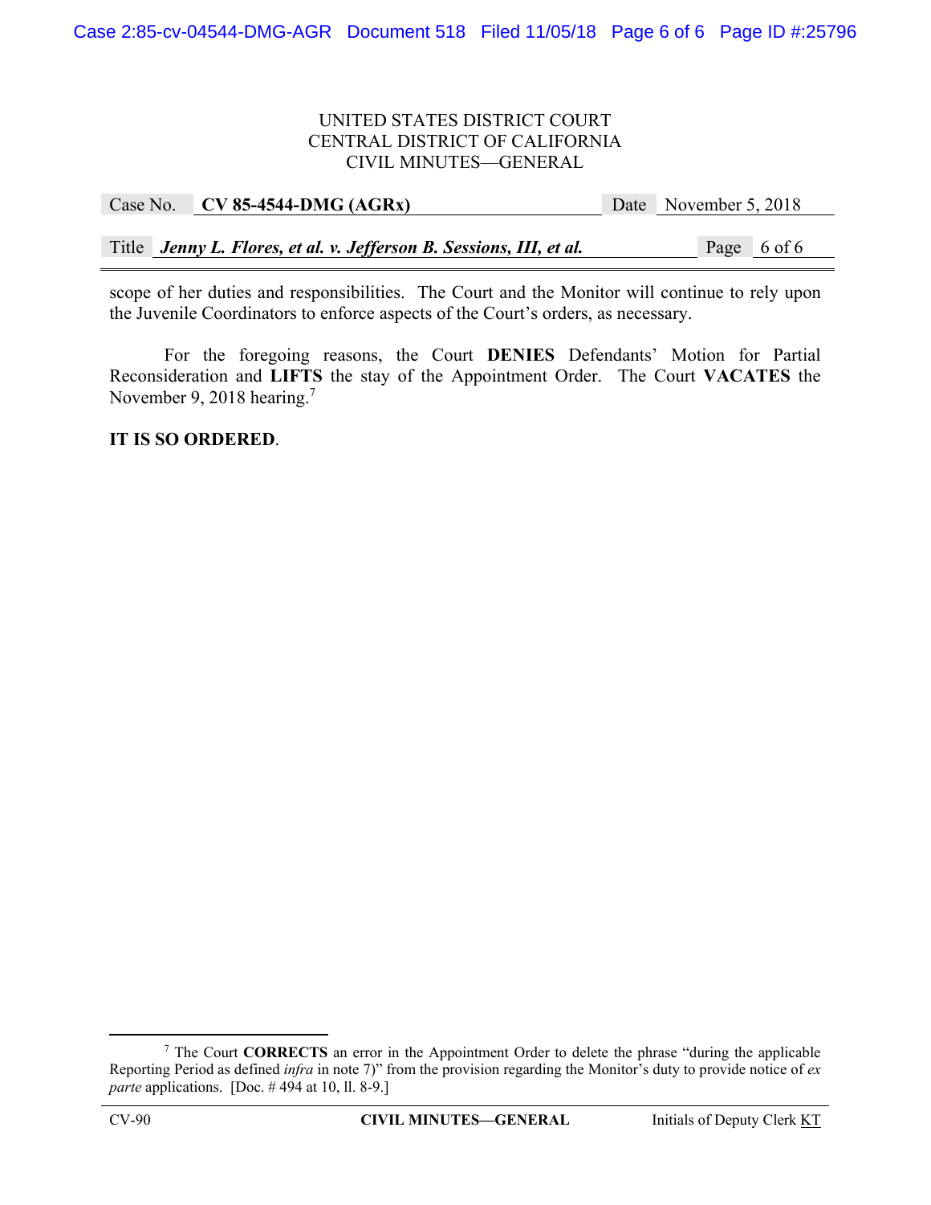scope of her duties and responsibilities. The Court and the Monitor will continue to rely upon the Juvenile Coordinators to enforce aspects of the Court's orders, as necessary.

For the foregoing reasons, the Court **DENIES** Defendants' Motion for Partial Reconsideration and **LIFTS** the stay of the Appointment Order. The Court **VACATES** the November 9, 2018 hearing.[7]

**IT IS SO ORDERED**.

---

[7] The Court **CORRECTS** an error in the Appointment Order to delete the phrase "during the applicable Reporting Period as defined *infra* in note 7)" from the provision regarding the Monitor's duty to provide notice of *ex parte* applications. [Doc. # 494 at 10, ll. 8-9.]